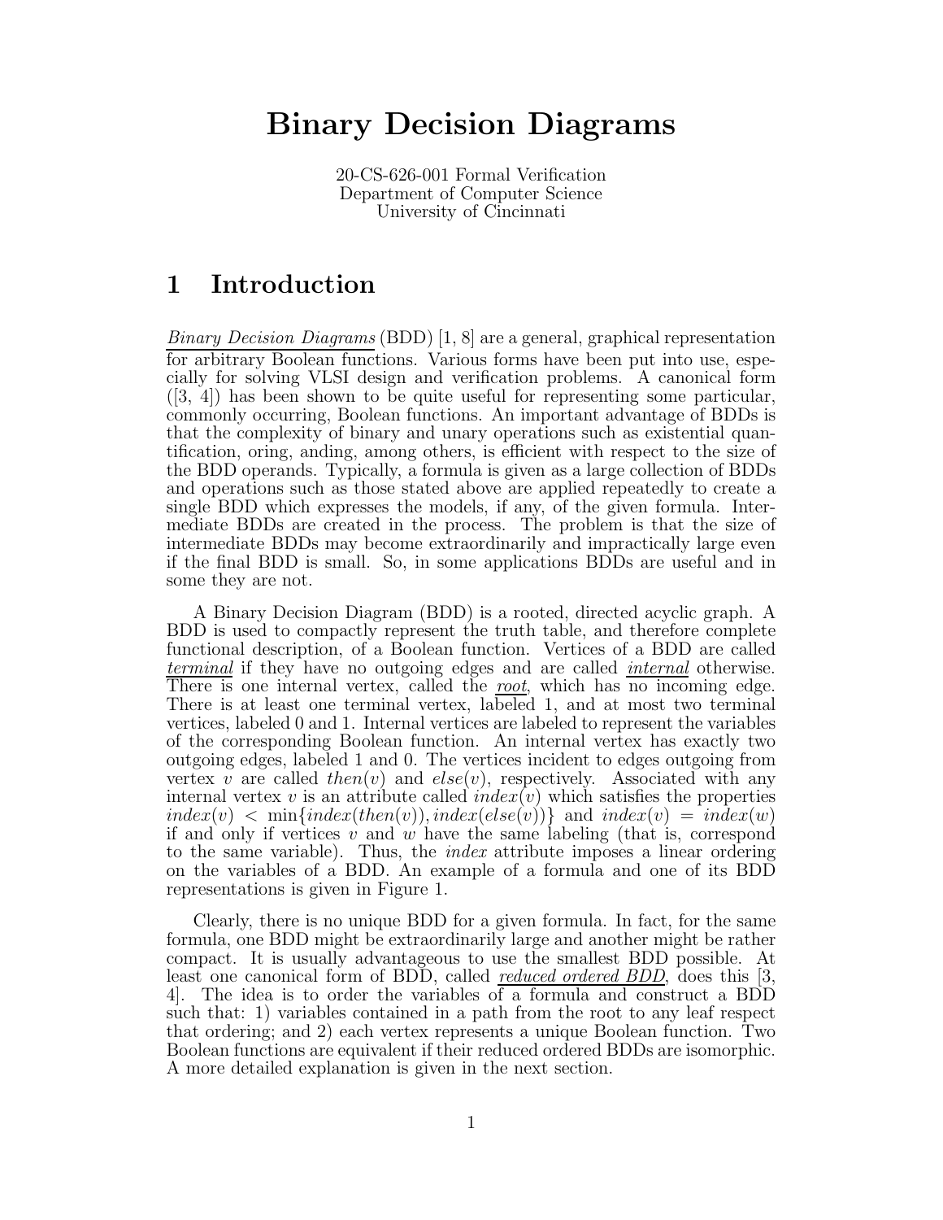# Binary Decision Diagrams

20-CS-626-001 Formal Verification
Department of Computer Science
University of Cincinnati

## 1 Introduction

*Binary Decision Diagrams* (BDD) [1, 8] are a general, graphical representation for arbitrary Boolean functions. Various forms have been put into use, especially for solving VLSI design and verification problems. A canonical form ([3, 4]) has been shown to be quite useful for representing some particular, commonly occurring, Boolean functions. An important advantage of BDDs is that the complexity of binary and unary operations such as existential quantification, oring, anding, among others, is efficient with respect to the size of the BDD operands. Typically, a formula is given as a large collection of BDDs and operations such as those stated above are applied repeatedly to create a single BDD which expresses the models, if any, of the given formula. Intermediate BDDs are created in the process. The problem is that the size of intermediate BDDs may become extraordinarily and impractically large even if the final BDD is small. So, in some applications BDDs are useful and in some they are not.

A Binary Decision Diagram (BDD) is a rooted, directed acyclic graph. A BDD is used to compactly represent the truth table, and therefore complete functional description, of a Boolean function. Vertices of a BDD are called *terminal* if they have no outgoing edges and are called *internal* otherwise. There is one internal vertex, called the *root*, which has no incoming edge. There is at least one terminal vertex, labeled 1, and at most two terminal vertices, labeled 0 and 1. Internal vertices are labeled to represent the variables of the corresponding Boolean function. An internal vertex has exactly two outgoing edges, labeled 1 and 0. The vertices incident to edges outgoing from vertex $v$ are called $then(v)$ and $else(v)$, respectively. Associated with any internal vertex $v$ is an attribute called $index(v)$ which satisfies the properties $index(v) < \min\{index(then(v)), index(else(v))\}$ and $index(v) = index(w)$ if and only if vertices $v$ and $w$ have the same labeling (that is, correspond to the same variable). Thus, the *index* attribute imposes a linear ordering on the variables of a BDD. An example of a formula and one of its BDD representations is given in Figure 1.

Clearly, there is no unique BDD for a given formula. In fact, for the same formula, one BDD might be extraordinarily large and another might be rather compact. It is usually advantageous to use the smallest BDD possible. At least one canonical form of BDD, called *reduced ordered BDD*, does this [3, 4]. The idea is to order the variables of a formula and construct a BDD such that: 1) variables contained in a path from the root to any leaf respect that ordering; and 2) each vertex represents a unique Boolean function. Two Boolean functions are equivalent if their reduced ordered BDDs are isomorphic. A more detailed explanation is given in the next section.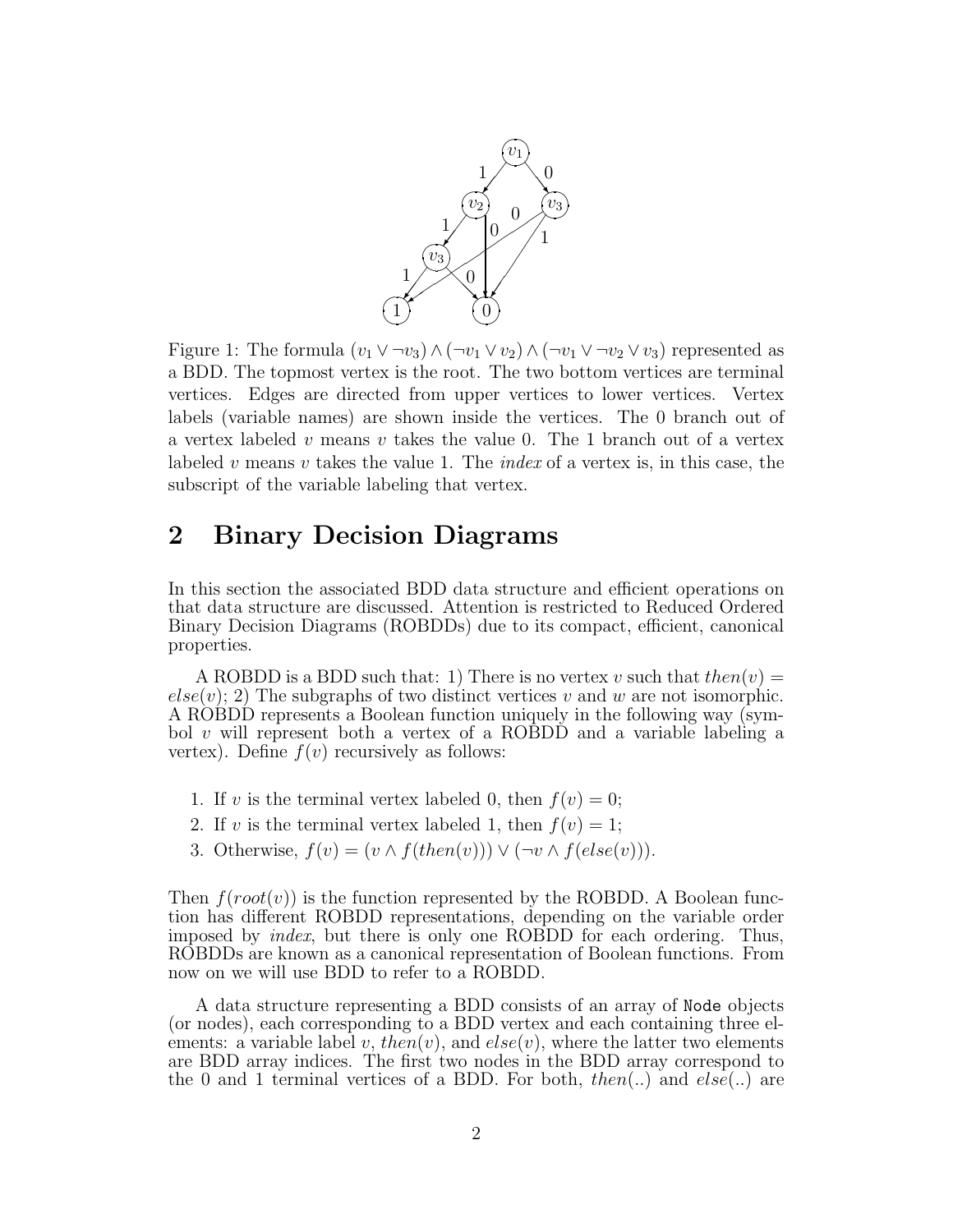Figure 1: The formula $(v_1 \vee \neg v_3) \wedge (\neg v_1 \vee v_2) \wedge (\neg v_1 \vee \neg v_2 \vee v_3)$ represented as a BDD. The topmost vertex is the root. The two bottom vertices are terminal vertices. Edges are directed from upper vertices to lower vertices. Vertex labels (variable names) are shown inside the vertices. The 0 branch out of a vertex labeled $v$ means $v$ takes the value 0. The 1 branch out of a vertex labeled $v$ means $v$ takes the value 1. The *index* of a vertex is, in this case, the subscript of the variable labeling that vertex.

## 2 Binary Decision Diagrams

In this section the associated BDD data structure and efficient operations on that data structure are discussed. Attention is restricted to Reduced Ordered Binary Decision Diagrams (ROBDDs) due to its compact, efficient, canonical properties.

A ROBDD is a BDD such that: 1) There is no vertex $v$ such that $then(v) = else(v)$; 2) The subgraphs of two distinct vertices $v$ and $w$ are not isomorphic. A ROBDD represents a Boolean function uniquely in the following way (symbol $v$ will represent both a vertex of a ROBDD and a variable labeling a vertex). Define $f(v)$ recursively as follows:

1. If $v$ is the terminal vertex labeled 0, then $f(v) = 0$;
2. If $v$ is the terminal vertex labeled 1, then $f(v) = 1$;
3. Otherwise, $f(v) = (v \wedge f(then(v))) \vee (\neg v \wedge f(else(v)))$.

Then $f(root(v))$ is the function represented by the ROBDD. A Boolean function has different ROBDD representations, depending on the variable order imposed by *index*, but there is only one ROBDD for each ordering. Thus, ROBDDs are known as a canonical representation of Boolean functions. From now on we will use BDD to refer to a ROBDD.

A data structure representing a BDD consists of an array of `Node` objects (or nodes), each corresponding to a BDD vertex and each containing three elements: a variable label $v$, $then(v)$, and $else(v)$, where the latter two elements are BDD array indices. The first two nodes in the BDD array correspond to the 0 and 1 terminal vertices of a BDD. For both, $then(..)$ and $else(..)$ are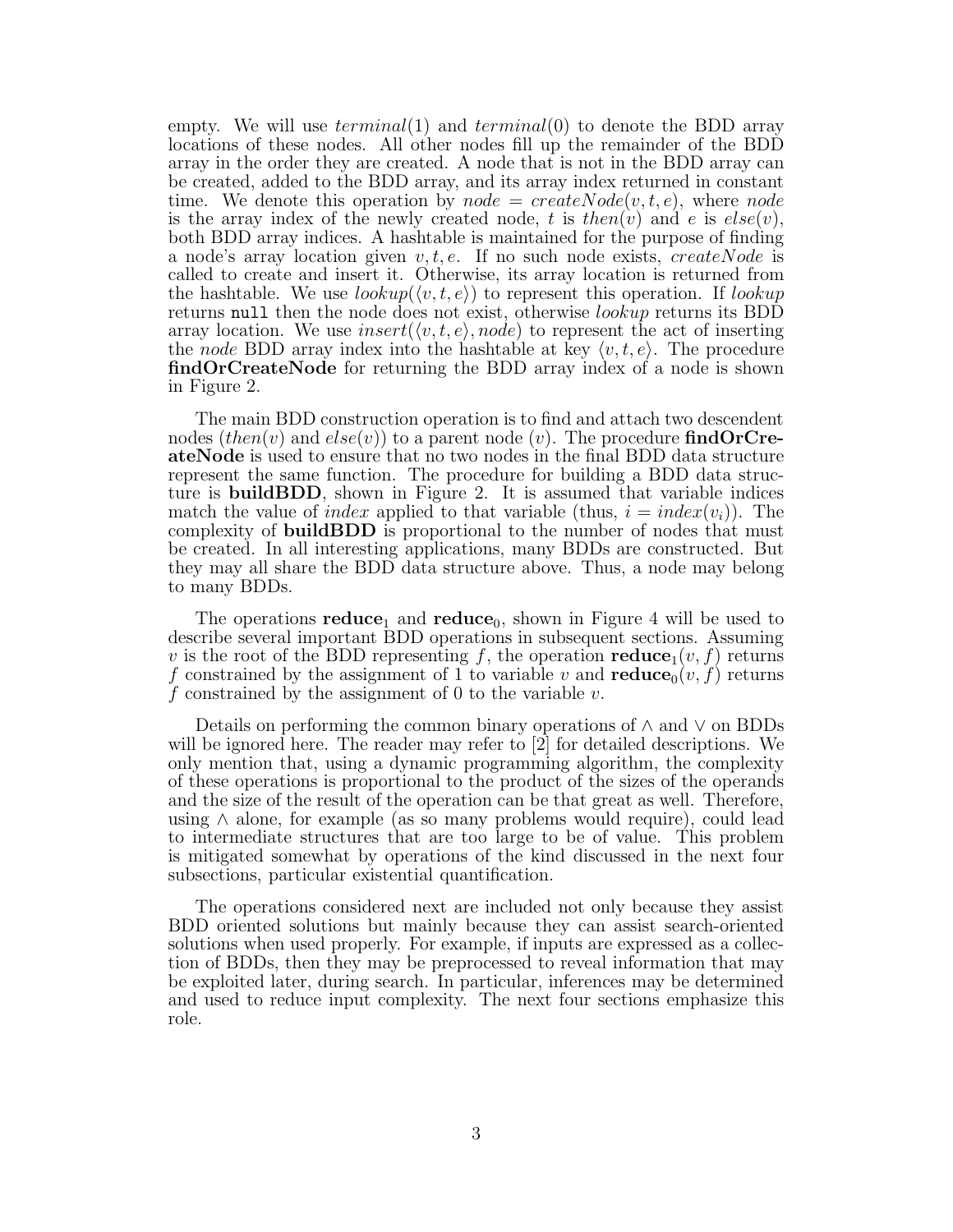empty. We will use $terminal(1)$ and $terminal(0)$ to denote the BDD array locations of these nodes. All other nodes fill up the remainder of the BDD array in the order they are created. A node that is not in the BDD array can be created, added to the BDD array, and its array index returned in constant time. We denote this operation by $node = createNode(v, t, e)$, where $node$ is the array index of the newly created node, $t$ is $then(v)$ and $e$ is $else(v)$, both BDD array indices. A hashtable is maintained for the purpose of finding a node's array location given $v, t, e$. If no such node exists, $createNode$ is called to create and insert it. Otherwise, its array location is returned from the hashtable. We use $lookup(\langle v, t, e\rangle)$ to represent this operation. If $lookup$ returns `null` then the node does not exist, otherwise $lookup$ returns its BDD array location. We use $insert(\langle v, t, e\rangle, node)$ to represent the act of inserting the $node$ BDD array index into the hashtable at key $\langle v, t, e\rangle$. The procedure **findOrCreateNode** for returning the BDD array index of a node is shown in Figure 2.

The main BDD construction operation is to find and attach two descendent nodes ($then(v)$ and $else(v)$) to a parent node ($v$). The procedure **findOrCreateNode** is used to ensure that no two nodes in the final BDD data structure represent the same function. The procedure for building a BDD data structure is **buildBDD**, shown in Figure 2. It is assumed that variable indices match the value of $index$ applied to that variable (thus, $i = index(v_i)$). The complexity of **buildBDD** is proportional to the number of nodes that must be created. In all interesting applications, many BDDs are constructed. But they may all share the BDD data structure above. Thus, a node may belong to many BDDs.

The operations $\textbf{reduce}_1$ and $\textbf{reduce}_0$, shown in Figure 4 will be used to describe several important BDD operations in subsequent sections. Assuming $v$ is the root of the BDD representing $f$, the operation $\textbf{reduce}_1(v, f)$ returns $f$ constrained by the assignment of 1 to variable $v$ and $\textbf{reduce}_0(v, f)$ returns $f$ constrained by the assignment of 0 to the variable $v$.

Details on performing the common binary operations of $\wedge$ and $\vee$ on BDDs will be ignored here. The reader may refer to [2] for detailed descriptions. We only mention that, using a dynamic programming algorithm, the complexity of these operations is proportional to the product of the sizes of the operands and the size of the result of the operation can be that great as well. Therefore, using $\wedge$ alone, for example (as so many problems would require), could lead to intermediate structures that are too large to be of value. This problem is mitigated somewhat by operations of the kind discussed in the next four subsections, particular existential quantification.

The operations considered next are included not only because they assist BDD oriented solutions but mainly because they can assist search-oriented solutions when used properly. For example, if inputs are expressed as a collection of BDDs, then they may be preprocessed to reveal information that may be exploited later, during search. In particular, inferences may be determined and used to reduce input complexity. The next four sections emphasize this role.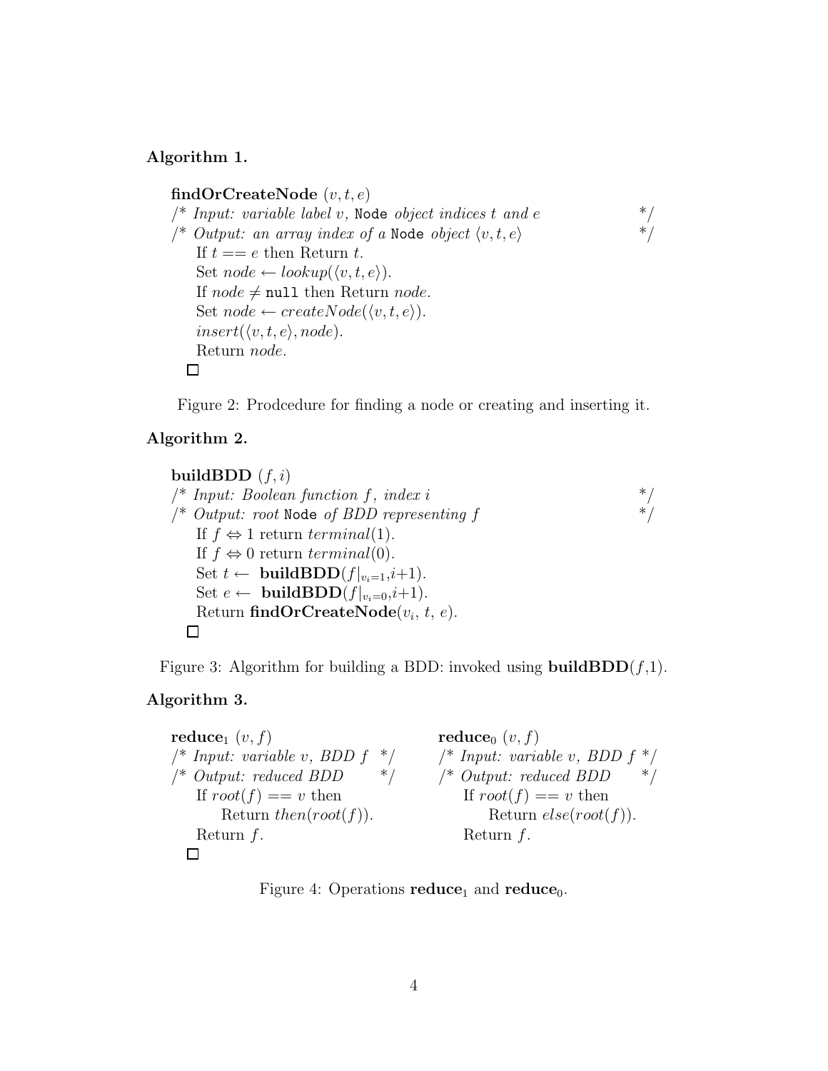**Algorithm 1.**

**findOrCreateNode** $(v, t, e)$
/* *Input: variable label $v$,* `Node` *object indices $t$ and $e$* */
/* *Output: an array index of a* `Node` *object $\langle v, t, e \rangle$* */
&nbsp;&nbsp;&nbsp;&nbsp;If $t == e$ then Return $t$.
&nbsp;&nbsp;&nbsp;&nbsp;Set $node \leftarrow lookup(\langle v, t, e \rangle)$.
&nbsp;&nbsp;&nbsp;&nbsp;If $node \neq$ `null` then Return $node$.
&nbsp;&nbsp;&nbsp;&nbsp;Set $node \leftarrow createNode(\langle v, t, e \rangle)$.
&nbsp;&nbsp;&nbsp;&nbsp;$insert(\langle v, t, e \rangle, node)$.
&nbsp;&nbsp;&nbsp;&nbsp;Return $node$.
□

Figure 2: Prodcedure for finding a node or creating and inserting it.

**Algorithm 2.**

**buildBDD** $(f, i)$
/* *Input: Boolean function $f$, index $i$* */
/* *Output: root* `Node` *of BDD representing $f$* */
&nbsp;&nbsp;&nbsp;&nbsp;If $f \Leftrightarrow 1$ return $terminal(1)$.
&nbsp;&nbsp;&nbsp;&nbsp;If $f \Leftrightarrow 0$ return $terminal(0)$.
&nbsp;&nbsp;&nbsp;&nbsp;Set $t \leftarrow$ **buildBDD**$(f|_{v_i=1}, i+1)$.
&nbsp;&nbsp;&nbsp;&nbsp;Set $e \leftarrow$ **buildBDD**$(f|_{v_i=0}, i+1)$.
&nbsp;&nbsp;&nbsp;&nbsp;Return **findOrCreateNode**$(v_i, t, e)$.
□

Figure 3: Algorithm for building a BDD: invoked using **buildBDD**$(f,1)$.

**Algorithm 3.**

**reduce**$_1$ $(v, f)$
/* *Input: variable $v$, BDD $f$* */
/* *Output: reduced BDD* */
&nbsp;&nbsp;&nbsp;&nbsp;If $root(f) == v$ then
&nbsp;&nbsp;&nbsp;&nbsp;&nbsp;&nbsp;&nbsp;&nbsp;Return $then(root(f))$.
&nbsp;&nbsp;&nbsp;&nbsp;Return $f$.
□

**reduce**$_0$ $(v, f)$
/* *Input: variable $v$, BDD $f$* */
/* *Output: reduced BDD* */
&nbsp;&nbsp;&nbsp;&nbsp;If $root(f) == v$ then
&nbsp;&nbsp;&nbsp;&nbsp;&nbsp;&nbsp;&nbsp;&nbsp;Return $else(root(f))$.
&nbsp;&nbsp;&nbsp;&nbsp;Return $f$.

Figure 4: Operations **reduce**$_1$ and **reduce**$_0$.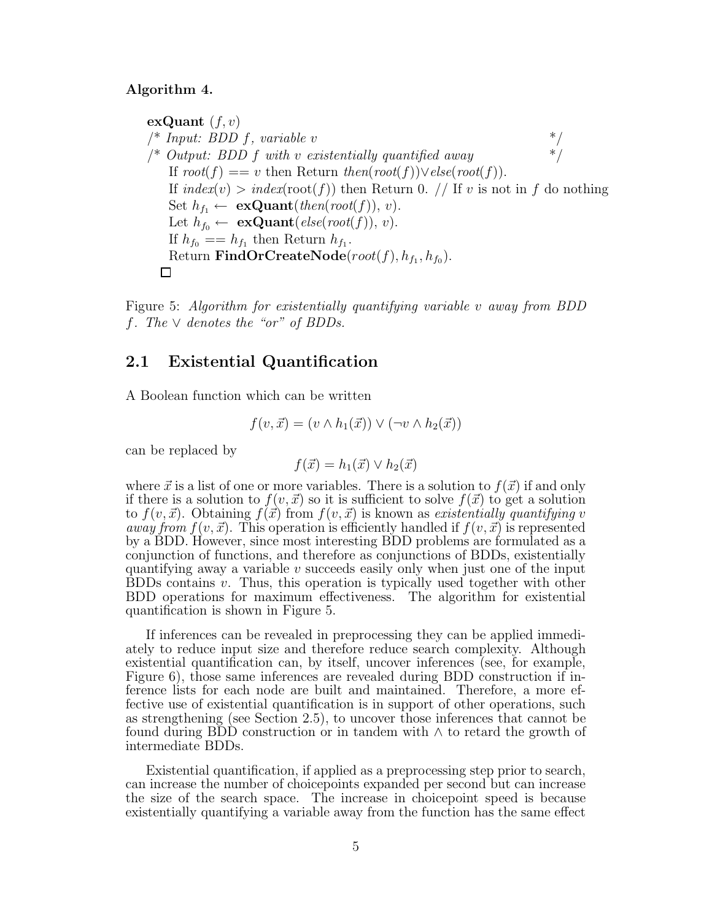**Algorithm 4.**

**exQuant** $(f, v)$
/* *Input: BDD $f$, variable $v$* */
/* *Output: BDD $f$ with $v$ existentially quantified away* */
  If *root*$(f)$ == $v$ then Return *then*(*root*$(f)$)$\vee$*else*(*root*$(f)$).
  If *index*$(v)$ > *index*(root$(f)$) then Return 0. // If $v$ is not in $f$ do nothing
  Set $h_{f_1} \leftarrow$ **exQuant**(*then*(*root*$(f)$), $v$).
  Let $h_{f_0} \leftarrow$ **exQuant**(*else*(*root*$(f)$), $v$).
  If $h_{f_0} == h_{f_1}$ then Return $h_{f_1}$.
  Return **FindOrCreateNode**(*root*$(f)$, $h_{f_1}$, $h_{f_0}$).
□

Figure 5: *Algorithm for existentially quantifying variable $v$ away from BDD $f$. The $\vee$ denotes the "or" of BDDs.*

## 2.1 Existential Quantification

A Boolean function which can be written

$$f(v, \vec{x}) = (v \wedge h_1(\vec{x})) \vee (\neg v \wedge h_2(\vec{x}))$$

can be replaced by

$$f(\vec{x}) = h_1(\vec{x}) \vee h_2(\vec{x})$$

where $\vec{x}$ is a list of one or more variables. There is a solution to $f(\vec{x})$ if and only if there is a solution to $f(v, \vec{x})$ so it is sufficient to solve $f(\vec{x})$ to get a solution to $f(v, \vec{x})$. Obtaining $f(\vec{x})$ from $f(v, \vec{x})$ is known as *existentially quantifying $v$ away from $f(v, \vec{x})$*. This operation is efficiently handled if $f(v, \vec{x})$ is represented by a BDD. However, since most interesting BDD problems are formulated as a conjunction of functions, and therefore as conjunctions of BDDs, existentially quantifying away a variable $v$ succeeds easily only when just one of the input BDDs contains $v$. Thus, this operation is typically used together with other BDD operations for maximum effectiveness. The algorithm for existential quantification is shown in Figure 5.

If inferences can be revealed in preprocessing they can be applied immediately to reduce input size and therefore reduce search complexity. Although existential quantification can, by itself, uncover inferences (see, for example, Figure 6), those same inferences are revealed during BDD construction if inference lists for each node are built and maintained. Therefore, a more effective use of existential quantification is in support of other operations, such as strengthening (see Section 2.5), to uncover those inferences that cannot be found during BDD construction or in tandem with $\wedge$ to retard the growth of intermediate BDDs.

Existential quantification, if applied as a preprocessing step prior to search, can increase the number of choicepoints expanded per second but can increase the size of the search space. The increase in choicepoint speed is because existentially quantifying a variable away from the function has the same effect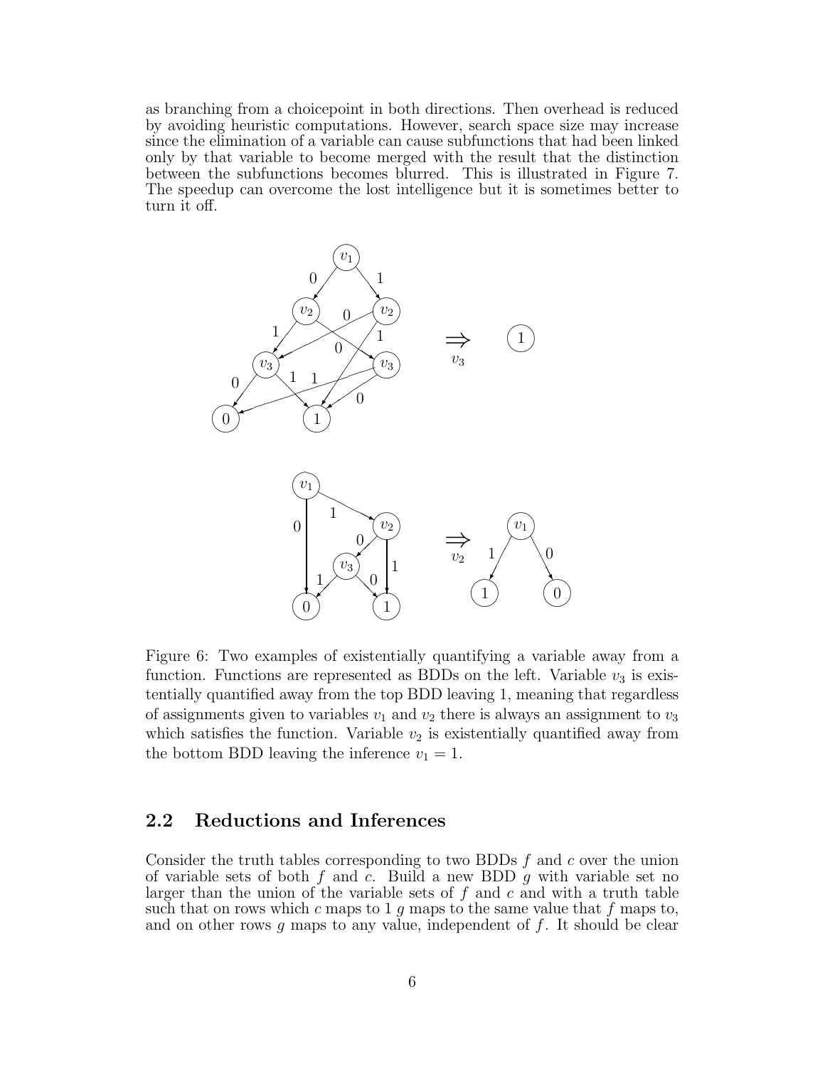as branching from a choicepoint in both directions. Then overhead is reduced by avoiding heuristic computations. However, search space size may increase since the elimination of a variable can cause subfunctions that had been linked only by that variable to become merged with the result that the distinction between the subfunctions becomes blurred. This is illustrated in Figure 7. The speedup can overcome the lost intelligence but it is sometimes better to turn it off.

Figure 6: Two examples of existentially quantifying a variable away from a function. Functions are represented as BDDs on the left. Variable $v_3$ is existentially quantified away from the top BDD leaving 1, meaning that regardless of assignments given to variables $v_1$ and $v_2$ there is always an assignment to $v_3$ which satisfies the function. Variable $v_2$ is existentially quantified away from the bottom BDD leaving the inference $v_1 = 1$.

## 2.2 Reductions and Inferences

Consider the truth tables corresponding to two BDDs $f$ and $c$ over the union of variable sets of both $f$ and $c$. Build a new BDD $g$ with variable set no larger than the union of the variable sets of $f$ and $c$ and with a truth table such that on rows which $c$ maps to 1 $g$ maps to the same value that $f$ maps to, and on other rows $g$ maps to any value, independent of $f$. It should be clear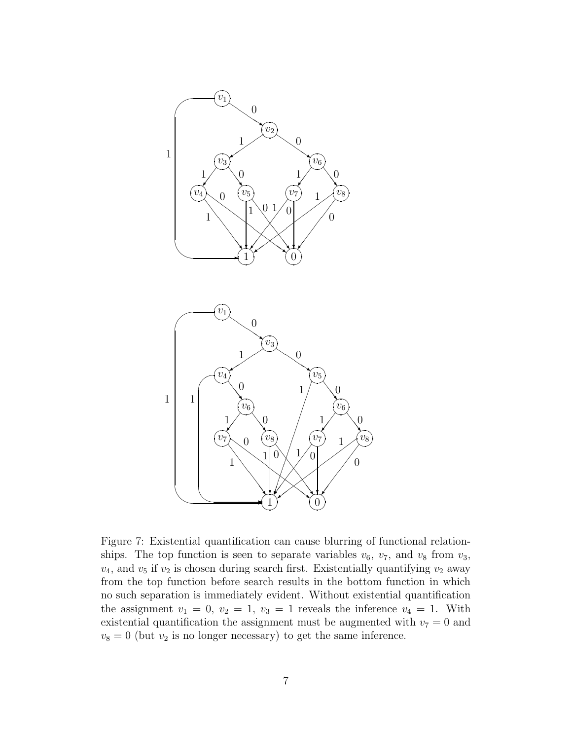Figure 7: Existential quantification can cause blurring of functional relationships. The top function is seen to separate variables $v_6$, $v_7$, and $v_8$ from $v_3$, $v_4$, and $v_5$ if $v_2$ is chosen during search first. Existentially quantifying $v_2$ away from the top function before search results in the bottom function in which no such separation is immediately evident. Without existential quantification the assignment $v_1 = 0$, $v_2 = 1$, $v_3 = 1$ reveals the inference $v_4 = 1$. With existential quantification the assignment must be augmented with $v_7 = 0$ and $v_8 = 0$ (but $v_2$ is no longer necessary) to get the same inference.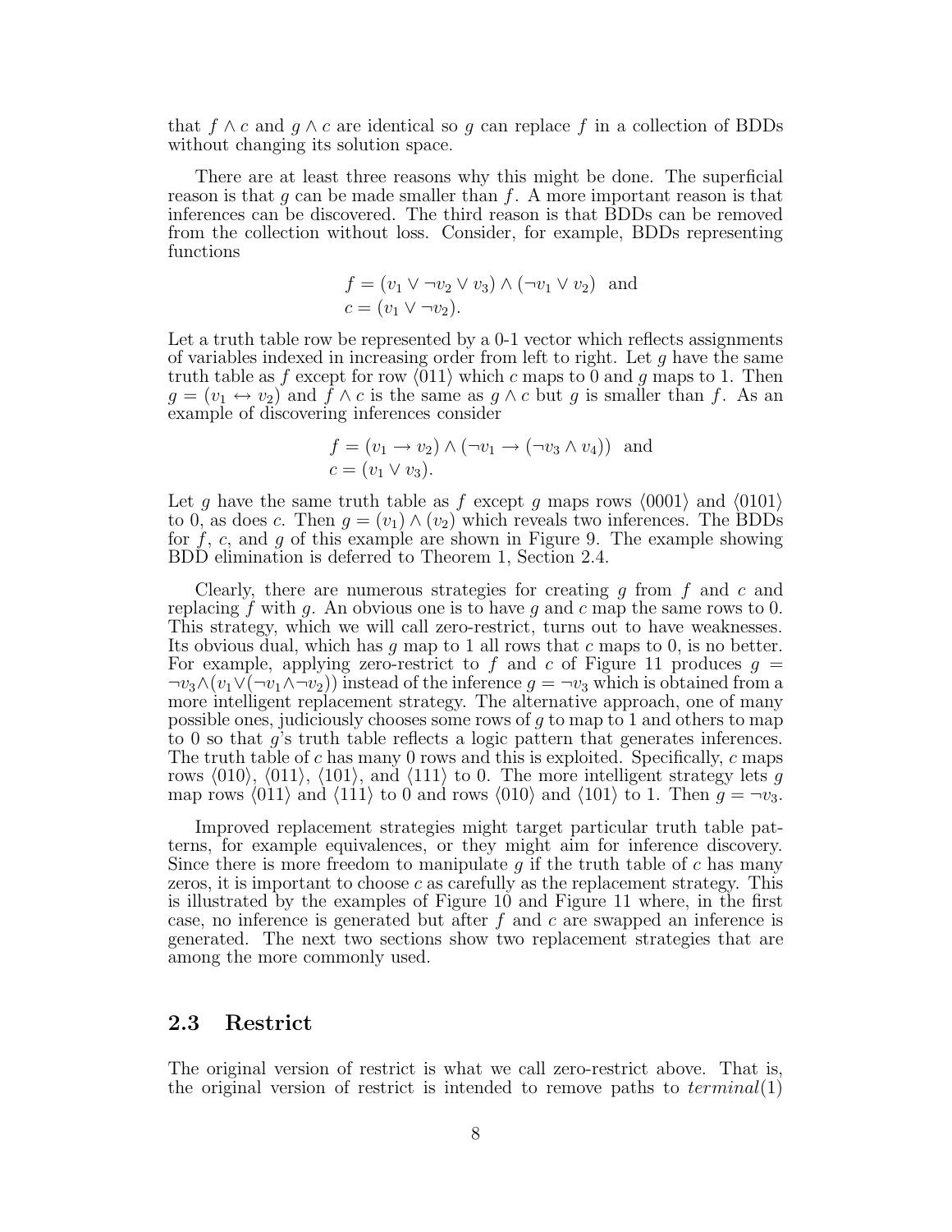that $f \wedge c$ and $g \wedge c$ are identical so $g$ can replace $f$ in a collection of BDDs without changing its solution space.

There are at least three reasons why this might be done. The superficial reason is that $g$ can be made smaller than $f$. A more important reason is that inferences can be discovered. The third reason is that BDDs can be removed from the collection without loss. Consider, for example, BDDs representing functions

$$f = (v_1 \vee \neg v_2 \vee v_3) \wedge (\neg v_1 \vee v_2) \text{ and}$$
$$c = (v_1 \vee \neg v_2).$$

Let a truth table row be represented by a 0-1 vector which reflects assignments of variables indexed in increasing order from left to right. Let $g$ have the same truth table as $f$ except for row $\langle 011 \rangle$ which $c$ maps to 0 and $g$ maps to 1. Then $g = (v_1 \leftrightarrow v_2)$ and $f \wedge c$ is the same as $g \wedge c$ but $g$ is smaller than $f$. As an example of discovering inferences consider

$$f = (v_1 \rightarrow v_2) \wedge (\neg v_1 \rightarrow (\neg v_3 \wedge v_4)) \text{ and}$$
$$c = (v_1 \vee v_3).$$

Let $g$ have the same truth table as $f$ except $g$ maps rows $\langle 0001 \rangle$ and $\langle 0101 \rangle$ to 0, as does $c$. Then $g = (v_1) \wedge (v_2)$ which reveals two inferences. The BDDs for $f$, $c$, and $g$ of this example are shown in Figure 9. The example showing BDD elimination is deferred to Theorem 1, Section 2.4.

Clearly, there are numerous strategies for creating $g$ from $f$ and $c$ and replacing $f$ with $g$. An obvious one is to have $g$ and $c$ map the same rows to 0. This strategy, which we will call zero-restrict, turns out to have weaknesses. Its obvious dual, which has $g$ map to 1 all rows that $c$ maps to 0, is no better. For example, applying zero-restrict to $f$ and $c$ of Figure 11 produces $g = \neg v_3 \wedge (v_1 \vee (\neg v_1 \wedge \neg v_2))$ instead of the inference $g = \neg v_3$ which is obtained from a more intelligent replacement strategy. The alternative approach, one of many possible ones, judiciously chooses some rows of $g$ to map to 1 and others to map to 0 so that $g$'s truth table reflects a logic pattern that generates inferences. The truth table of $c$ has many 0 rows and this is exploited. Specifically, $c$ maps rows $\langle 010 \rangle$, $\langle 011 \rangle$, $\langle 101 \rangle$, and $\langle 111 \rangle$ to 0. The more intelligent strategy lets $g$ map rows $\langle 011 \rangle$ and $\langle 111 \rangle$ to 0 and rows $\langle 010 \rangle$ and $\langle 101 \rangle$ to 1. Then $g = \neg v_3$.

Improved replacement strategies might target particular truth table patterns, for example equivalences, or they might aim for inference discovery. Since there is more freedom to manipulate $g$ if the truth table of $c$ has many zeros, it is important to choose $c$ as carefully as the replacement strategy. This is illustrated by the examples of Figure 10 and Figure 11 where, in the first case, no inference is generated but after $f$ and $c$ are swapped an inference is generated. The next two sections show two replacement strategies that are among the more commonly used.

## 2.3 Restrict

The original version of restrict is what we call zero-restrict above. That is, the original version of restrict is intended to remove paths to *terminal*(1)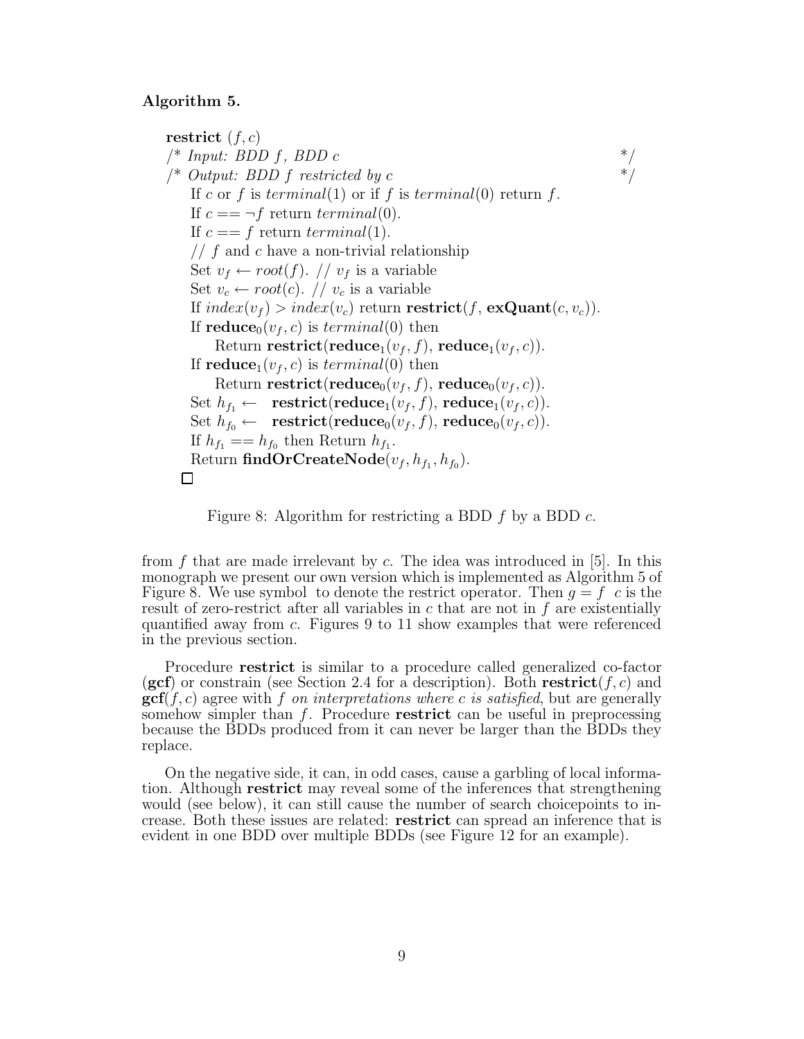**Algorithm 5.**

```
restrict (f, c)
/* Input: BDD f, BDD c                                              */
/* Output: BDD f restricted by c                                    */
    If c or f is terminal(1) or if f is terminal(0) return f.
    If c == ¬f return terminal(0).
    If c == f return terminal(1).
    // f and c have a non-trivial relationship
    Set v_f ← root(f). // v_f is a variable
    Set v_c ← root(c). // v_c is a variable
    If index(v_f) > index(v_c) return restrict(f, exQuant(c, v_c)).
    If reduce_0(v_f, c) is terminal(0) then
        Return restrict(reduce_1(v_f, f), reduce_1(v_f, c)).
    If reduce_1(v_f, c) is terminal(0) then
        Return restrict(reduce_0(v_f, f), reduce_0(v_f, c)).
    Set h_f1 ←   restrict(reduce_1(v_f, f), reduce_1(v_f, c)).
    Set h_f0 ←   restrict(reduce_0(v_f, f), reduce_0(v_f, c)).
    If h_f1 == h_f0 then Return h_f1.
    Return findOrCreateNode(v_f, h_f1, h_f0).
  □
```

Figure 8: Algorithm for restricting a BDD $f$ by a BDD $c$.

from $f$ that are made irrelevant by $c$. The idea was introduced in [5]. In this monograph we present our own version which is implemented as Algorithm 5 of Figure 8. We use symbol  to denote the restrict operator. Then $g = f \;\; c$ is the result of zero-restrict after all variables in $c$ that are not in $f$ are existentially quantified away from $c$. Figures 9 to 11 show examples that were referenced in the previous section.

Procedure **restrict** is similar to a procedure called generalized co-factor (**gcf**) or constrain (see Section 2.4 for a description). Both **restrict**$(f, c)$ and **gcf**$(f, c)$ agree with $f$ *on interpretations where $c$ is satisfied*, but are generally somehow simpler than $f$. Procedure **restrict** can be useful in preprocessing because the BDDs produced from it can never be larger than the BDDs they replace.

On the negative side, it can, in odd cases, cause a garbling of local information. Although **restrict** may reveal some of the inferences that strengthening would (see below), it can still cause the number of search choicepoints to increase. Both these issues are related: **restrict** can spread an inference that is evident in one BDD over multiple BDDs (see Figure 12 for an example).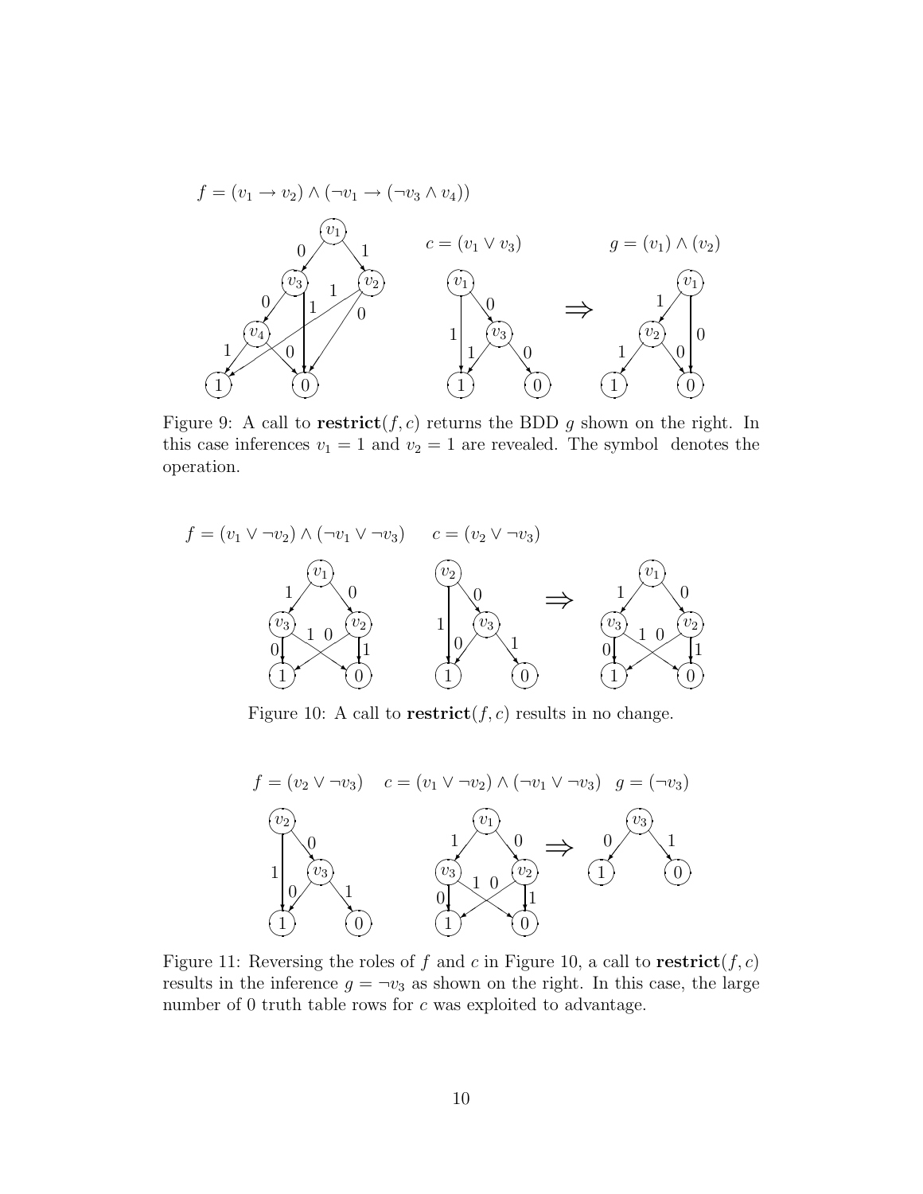$f = (v_1 \rightarrow v_2) \wedge (\neg v_1 \rightarrow (\neg v_3 \wedge v_4))$

$c = (v_1 \vee v_3)$

$g = (v_1) \wedge (v_2)$

Figure 9: A call to **restrict**$(f, c)$ returns the BDD $g$ shown on the right. In this case inferences $v_1 = 1$ and $v_2 = 1$ are revealed. The symbol denotes the operation.

$f = (v_1 \vee \neg v_2) \wedge (\neg v_1 \vee \neg v_3)$ $\quad c = (v_2 \vee \neg v_3)$

Figure 10: A call to **restrict**$(f, c)$ results in no change.

$f = (v_2 \vee \neg v_3)$ $\quad c = (v_1 \vee \neg v_2) \wedge (\neg v_1 \vee \neg v_3)$ $\quad g = (\neg v_3)$

Figure 11: Reversing the roles of $f$ and $c$ in Figure 10, a call to **restrict**$(f, c)$ results in the inference $g = \neg v_3$ as shown on the right. In this case, the large number of 0 truth table rows for $c$ was exploited to advantage.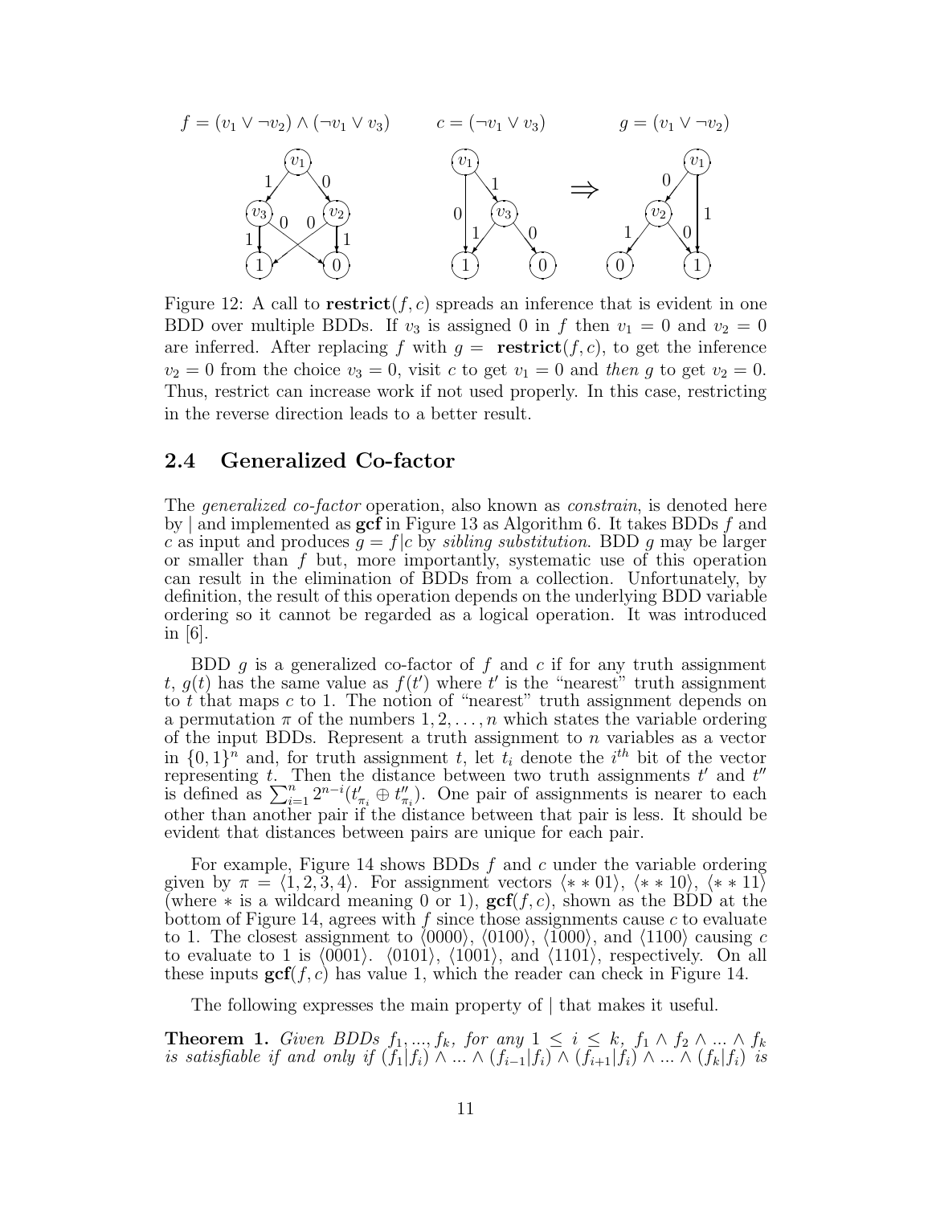$f = (v_1 \vee \neg v_2) \wedge (\neg v_1 \vee v_3)$ $c = (\neg v_1 \vee v_3)$ $g = (v_1 \vee \neg v_2)$

Figure 12: A call to **restrict**$(f, c)$ spreads an inference that is evident in one BDD over multiple BDDs. If $v_3$ is assigned 0 in $f$ then $v_1 = 0$ and $v_2 = 0$ are inferred. After replacing $f$ with $g =$ **restrict**$(f, c)$, to get the inference $v_2 = 0$ from the choice $v_3 = 0$, visit $c$ to get $v_1 = 0$ and *then* $g$ to get $v_2 = 0$. Thus, restrict can increase work if not used properly. In this case, restricting in the reverse direction leads to a better result.

## 2.4 Generalized Co-factor

The *generalized co-factor* operation, also known as *constrain*, is denoted here by $|$ and implemented as **gcf** in Figure 13 as Algorithm 6. It takes BDDs $f$ and $c$ as input and produces $g = f|c$ by *sibling substitution*. BDD $g$ may be larger or smaller than $f$ but, more importantly, systematic use of this operation can result in the elimination of BDDs from a collection. Unfortunately, by definition, the result of this operation depends on the underlying BDD variable ordering so it cannot be regarded as a logical operation. It was introduced in [6].

BDD $g$ is a generalized co-factor of $f$ and $c$ if for any truth assignment $t$, $g(t)$ has the same value as $f(t')$ where $t'$ is the "nearest" truth assignment to $t$ that maps $c$ to 1. The notion of "nearest" truth assignment depends on a permutation $\pi$ of the numbers $1, 2, \ldots, n$ which states the variable ordering of the input BDDs. Represent a truth assignment to $n$ variables as a vector in $\{0, 1\}^n$ and, for truth assignment $t$, let $t_i$ denote the $i^{th}$ bit of the vector representing $t$. Then the distance between two truth assignments $t'$ and $t''$ is defined as $\sum_{i=1}^{n} 2^{n-i}(t'_{\pi_i} \oplus t''_{\pi_i})$. One pair of assignments is nearer to each other than another pair if the distance between that pair is less. It should be evident that distances between pairs are unique for each pair.

For example, Figure 14 shows BDDs $f$ and $c$ under the variable ordering given by $\pi = \langle 1, 2, 3, 4 \rangle$. For assignment vectors $\langle * * 01 \rangle$, $\langle * * 10 \rangle$, $\langle * * 11 \rangle$ (where $*$ is a wildcard meaning 0 or 1), **gcf**$(f, c)$, shown as the BDD at the bottom of Figure 14, agrees with $f$ since those assignments cause $c$ to evaluate to 1. The closest assignment to $\langle 0000 \rangle$, $\langle 0100 \rangle$, $\langle 1000 \rangle$, and $\langle 1100 \rangle$ causing $c$ to evaluate to 1 is $\langle 0001 \rangle$. $\langle 0101 \rangle$, $\langle 1001 \rangle$, and $\langle 1101 \rangle$, respectively. On all these inputs **gcf**$(f, c)$ has value 1, which the reader can check in Figure 14.

The following expresses the main property of $|$ that makes it useful.

**Theorem 1.** *Given BDDs $f_1, \ldots, f_k$, for any $1 \leq i \leq k$, $f_1 \wedge f_2 \wedge \ldots \wedge f_k$ is satisfiable if and only if $(f_1|f_i) \wedge \ldots \wedge (f_{i-1}|f_i) \wedge (f_{i+1}|f_i) \wedge \ldots \wedge (f_k|f_i)$ is*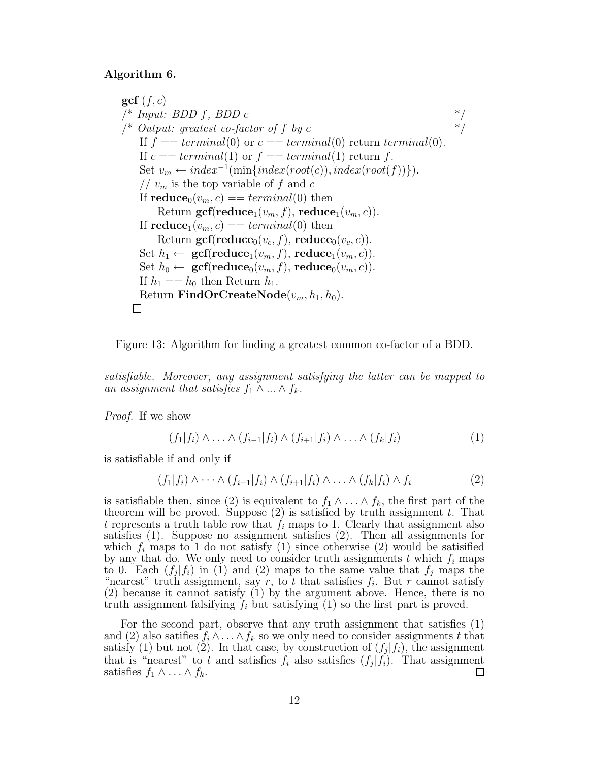**Algorithm 6.**

```
gcf (f, c)
/* Input: BDD f, BDD c                                              */
/* Output: greatest co-factor of f by c                             */
   If f == terminal(0) or c == terminal(0) return terminal(0).
   If c == terminal(1) or f == terminal(1) return f.
   Set v_m ← index^{-1}(min{index(root(c)), index(root(f))}).
   // v_m is the top variable of f and c
   If reduce_0(v_m, c) == terminal(0) then
       Return gcf(reduce_1(v_m, f), reduce_1(v_m, c)).
   If reduce_1(v_m, c) == terminal(0) then
       Return gcf(reduce_0(v_c, f), reduce_0(v_c, c)).
   Set h_1 ← gcf(reduce_1(v_m, f), reduce_1(v_m, c)).
   Set h_0 ← gcf(reduce_0(v_m, f), reduce_0(v_m, c)).
   If h_1 == h_0 then Return h_1.
   Return FindOrCreateNode(v_m, h_1, h_0).
□
```

Figure 13: Algorithm for finding a greatest common co-factor of a BDD.

*satisfiable. Moreover, any assignment satisfying the latter can be mapped to an assignment that satisfies $f_1 \wedge ... \wedge f_k$.*

*Proof.* If we show

$$(f_1|f_i) \wedge \ldots \wedge (f_{i-1}|f_i) \wedge (f_{i+1}|f_i) \wedge \ldots \wedge (f_k|f_i) \tag{1}$$

is satisfiable if and only if

$$(f_1|f_i) \wedge \cdots \wedge (f_{i-1}|f_i) \wedge (f_{i+1}|f_i) \wedge \ldots \wedge (f_k|f_i) \wedge f_i \tag{2}$$

is satisfiable then, since (2) is equivalent to $f_1 \wedge \ldots \wedge f_k$, the first part of the theorem will be proved. Suppose (2) is satisfied by truth assignment $t$. That $t$ represents a truth table row that $f_i$ maps to 1. Clearly that assignment also satisfies (1). Suppose no assignment satisfies (2). Then all assignments for which $f_i$ maps to 1 do not satisfy (1) since otherwise (2) would be satisified by any that do. We only need to consider truth assignments $t$ which $f_i$ maps to 0. Each $(f_j|f_i)$ in (1) and (2) maps to the same value that $f_j$ maps the "nearest" truth assignment, say $r$, to $t$ that satisfies $f_i$. But $r$ cannot satisfy (2) because it cannot satisfy (1) by the argument above. Hence, there is no truth assignment falsifying $f_i$ but satisfying (1) so the first part is proved.

For the second part, observe that any truth assignment that satisfies (1) and (2) also satifies $f_i \wedge \ldots \wedge f_k$ so we only need to consider assignments $t$ that satisfy (1) but not (2). In that case, by construction of $(f_j|f_i)$, the assignment that is "nearest" to $t$ and satisfies $f_i$ also satisfies $(f_j|f_i)$. That assignment satisfies $f_1 \wedge \ldots \wedge f_k$. □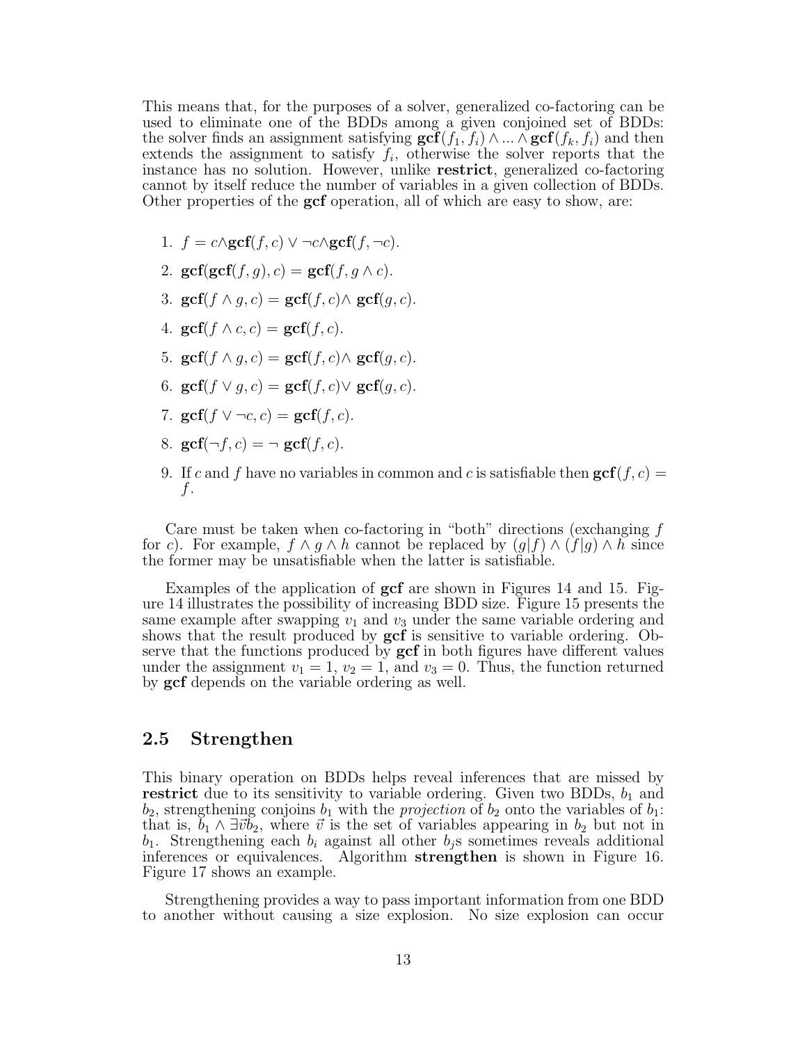This means that, for the purposes of a solver, generalized co-factoring can be used to eliminate one of the BDDs among a given conjoined set of BDDs: the solver finds an assignment satisfying $\mathbf{gcf}(f_1, f_i) \wedge ... \wedge \mathbf{gcf}(f_k, f_i)$ and then extends the assignment to satisfy $f_i$, otherwise the solver reports that the instance has no solution. However, unlike **restrict**, generalized co-factoring cannot by itself reduce the number of variables in a given collection of BDDs. Other properties of the **gcf** operation, all of which are easy to show, are:

1. $f = c \wedge \mathbf{gcf}(f, c) \vee \neg c \wedge \mathbf{gcf}(f, \neg c)$.
2. $\mathbf{gcf}(\mathbf{gcf}(f, g), c) = \mathbf{gcf}(f, g \wedge c)$.
3. $\mathbf{gcf}(f \wedge g, c) = \mathbf{gcf}(f, c) \wedge \mathbf{gcf}(g, c)$.
4. $\mathbf{gcf}(f \wedge c, c) = \mathbf{gcf}(f, c)$.
5. $\mathbf{gcf}(f \wedge g, c) = \mathbf{gcf}(f, c) \wedge \mathbf{gcf}(g, c)$.
6. $\mathbf{gcf}(f \vee g, c) = \mathbf{gcf}(f, c) \vee \mathbf{gcf}(g, c)$.
7. $\mathbf{gcf}(f \vee \neg c, c) = \mathbf{gcf}(f, c)$.
8. $\mathbf{gcf}(\neg f, c) = \neg\ \mathbf{gcf}(f, c)$.
9. If $c$ and $f$ have no variables in common and $c$ is satisfiable then $\mathbf{gcf}(f, c) = f$.

Care must be taken when co-factoring in "both" directions (exchanging $f$ for $c$). For example, $f \wedge g \wedge h$ cannot be replaced by $(g|f) \wedge (f|g) \wedge h$ since the former may be unsatisfiable when the latter is satisfiable.

Examples of the application of **gcf** are shown in Figures 14 and 15. Figure 14 illustrates the possibility of increasing BDD size. Figure 15 presents the same example after swapping $v_1$ and $v_3$ under the same variable ordering and shows that the result produced by **gcf** is sensitive to variable ordering. Observe that the functions produced by **gcf** in both figures have different values under the assignment $v_1 = 1$, $v_2 = 1$, and $v_3 = 0$. Thus, the function returned by **gcf** depends on the variable ordering as well.

## 2.5 Strengthen

This binary operation on BDDs helps reveal inferences that are missed by **restrict** due to its sensitivity to variable ordering. Given two BDDs, $b_1$ and $b_2$, strengthening conjoins $b_1$ with the *projection* of $b_2$ onto the variables of $b_1$: that is, $b_1 \wedge \exists \vec{v} b_2$, where $\vec{v}$ is the set of variables appearing in $b_2$ but not in $b_1$. Strengthening each $b_i$ against all other $b_j$s sometimes reveals additional inferences or equivalences. Algorithm **strengthen** is shown in Figure 16. Figure 17 shows an example.

Strengthening provides a way to pass important information from one BDD to another without causing a size explosion. No size explosion can occur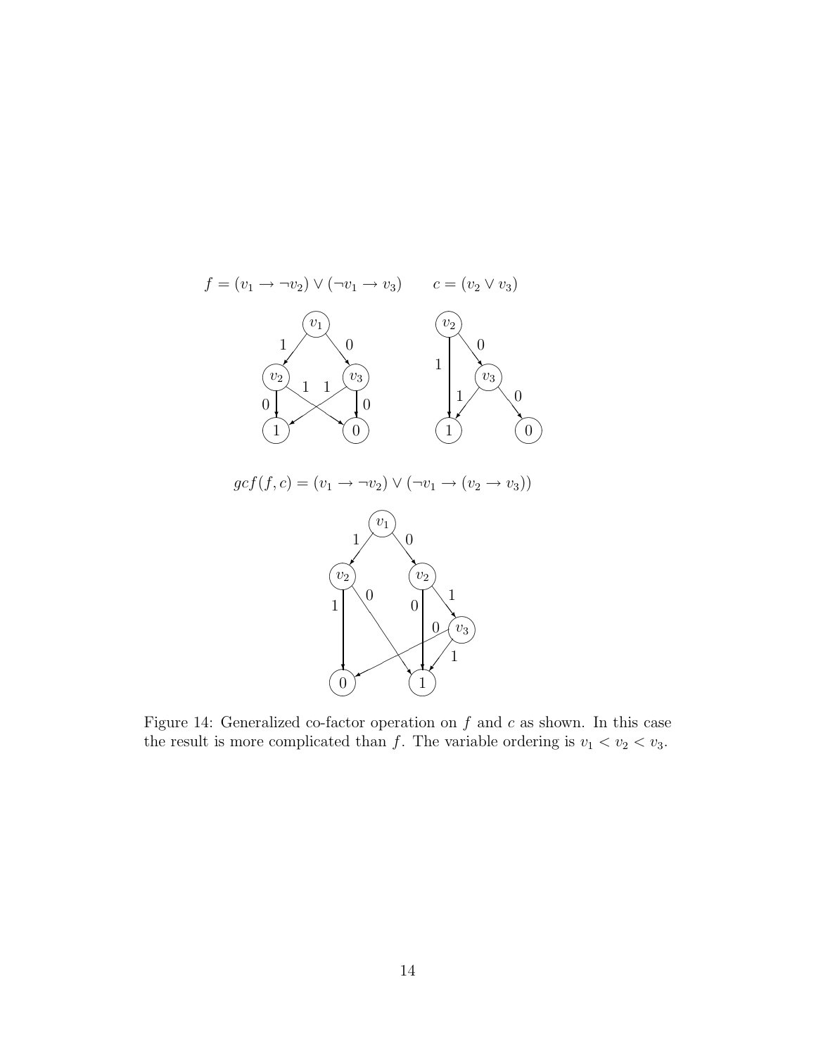$f = (v_1 \rightarrow \neg v_2) \vee (\neg v_1 \rightarrow v_3)$ $\qquad c = (v_2 \vee v_3)$

$gcf(f, c) = (v_1 \rightarrow \neg v_2) \vee (\neg v_1 \rightarrow (v_2 \rightarrow v_3))$

Figure 14: Generalized co-factor operation on $f$ and $c$ as shown. In this case the result is more complicated than $f$. The variable ordering is $v_1 < v_2 < v_3$.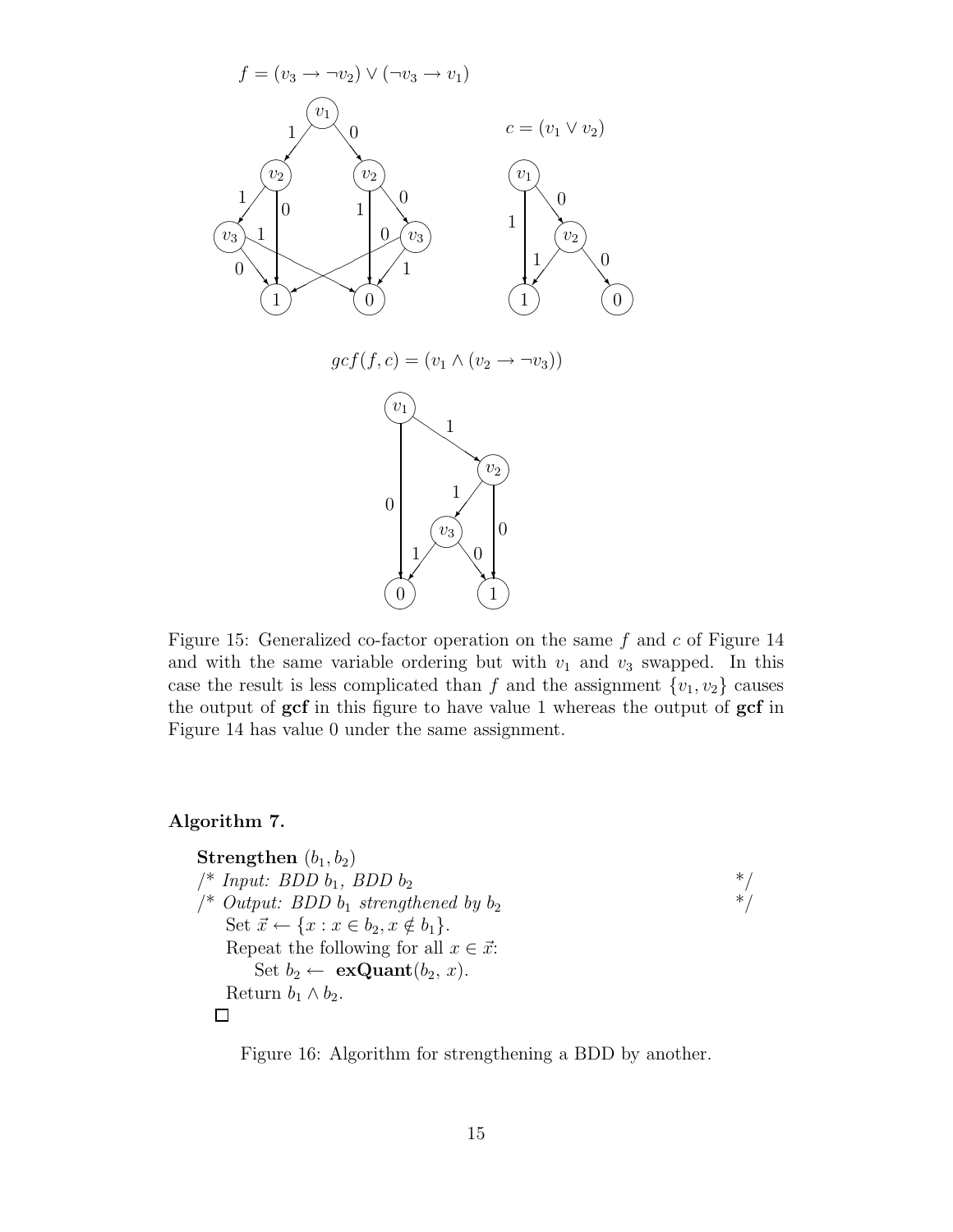$f = (v_3 \rightarrow \neg v_2) \vee (\neg v_3 \rightarrow v_1)$

$c = (v_1 \vee v_2)$

$gcf(f, c) = (v_1 \wedge (v_2 \rightarrow \neg v_3))$

Figure 15: Generalized co-factor operation on the same $f$ and $c$ of Figure 14 and with the same variable ordering but with $v_1$ and $v_3$ swapped. In this case the result is less complicated than $f$ and the assignment $\{v_1, v_2\}$ causes the output of **gcf** in this figure to have value 1 whereas the output of **gcf** in Figure 14 has value 0 under the same assignment.

**Algorithm 7.**

**Strengthen** $(b_1, b_2)$
/* *Input: BDD* $b_1$*, BDD* $b_2$ */
/* *Output: BDD* $b_1$ *strengthened by* $b_2$ */
  Set $\vec{x} \leftarrow \{x : x \in b_2, x \notin b_1\}$.
  Repeat the following for all $x \in \vec{x}$:
    Set $b_2 \leftarrow$ **exQuant**$(b_2, x)$.
  Return $b_1 \wedge b_2$.
□

Figure 16: Algorithm for strengthening a BDD by another.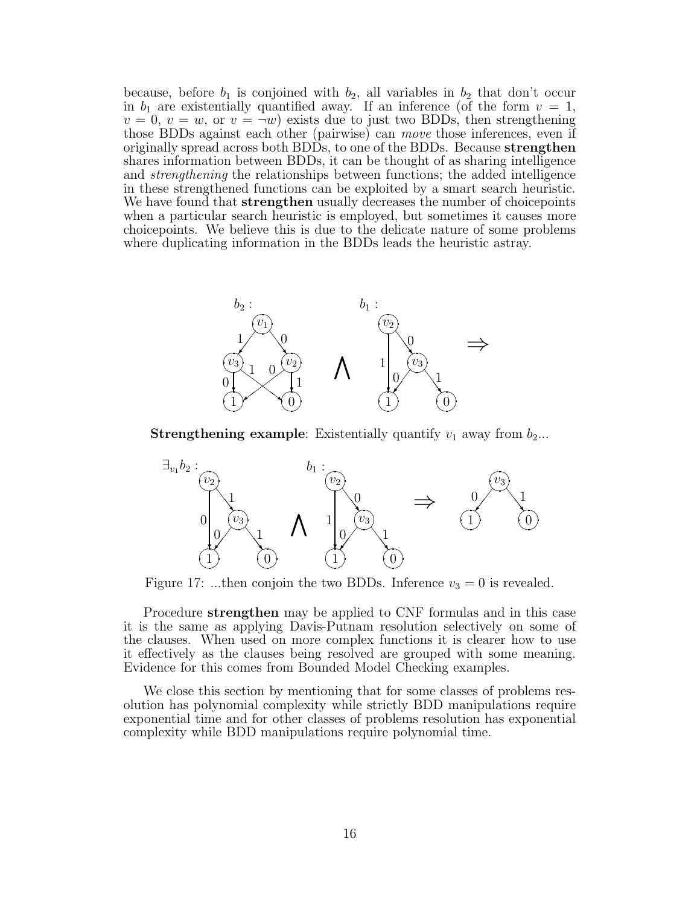because, before $b_1$ is conjoined with $b_2$, all variables in $b_2$ that don't occur in $b_1$ are existentially quantified away. If an inference (of the form $v = 1$, $v = 0$, $v = w$, or $v = \neg w$) exists due to just two BDDs, then strengthening those BDDs against each other (pairwise) can *move* those inferences, even if originally spread across both BDDs, to one of the BDDs. Because **strengthen** shares information between BDDs, it can be thought of as sharing intelligence and *strengthening* the relationships between functions; the added intelligence in these strengthened functions can be exploited by a smart search heuristic. We have found that **strengthen** usually decreases the number of choicepoints when a particular search heuristic is employed, but sometimes it causes more choicepoints. We believe this is due to the delicate nature of some problems where duplicating information in the BDDs leads the heuristic astray.

**Strengthening example**: Existentially quantify $v_1$ away from $b_2$...

Figure 17: ...then conjoin the two BDDs. Inference $v_3 = 0$ is revealed.

Procedure **strengthen** may be applied to CNF formulas and in this case it is the same as applying Davis-Putnam resolution selectively on some of the clauses. When used on more complex functions it is clearer how to use it effectively as the clauses being resolved are grouped with some meaning. Evidence for this comes from Bounded Model Checking examples.

We close this section by mentioning that for some classes of problems resolution has polynomial complexity while strictly BDD manipulations require exponential time and for other classes of problems resolution has exponential complexity while BDD manipulations require polynomial time.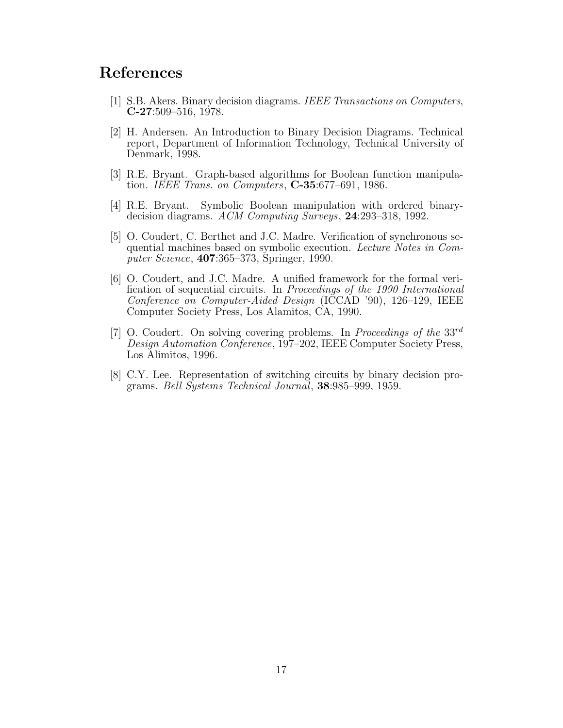## References

[1] S.B. Akers. Binary decision diagrams. *IEEE Transactions on Computers*, **C-27**:509–516, 1978.

[2] H. Andersen. An Introduction to Binary Decision Diagrams. Technical report, Department of Information Technology, Technical University of Denmark, 1998.

[3] R.E. Bryant. Graph-based algorithms for Boolean function manipulation. *IEEE Trans. on Computers*, **C-35**:677–691, 1986.

[4] R.E. Bryant. Symbolic Boolean manipulation with ordered binary-decision diagrams. *ACM Computing Surveys*, **24**:293–318, 1992.

[5] O. Coudert, C. Berthet and J.C. Madre. Verification of synchronous sequential machines based on symbolic execution. *Lecture Notes in Computer Science*, **407**:365–373, Springer, 1990.

[6] O. Coudert, and J.C. Madre. A unified framework for the formal verification of sequential circuits. In *Proceedings of the 1990 International Conference on Computer-Aided Design* (ICCAD '90), 126–129, IEEE Computer Society Press, Los Alamitos, CA, 1990.

[7] O. Coudert. On solving covering problems. In *Proceedings of the* $33^{rd}$ *Design Automation Conference*, 197–202, IEEE Computer Society Press, Los Alimitos, 1996.

[8] C.Y. Lee. Representation of switching circuits by binary decision programs. *Bell Systems Technical Journal*, **38**:985–999, 1959.